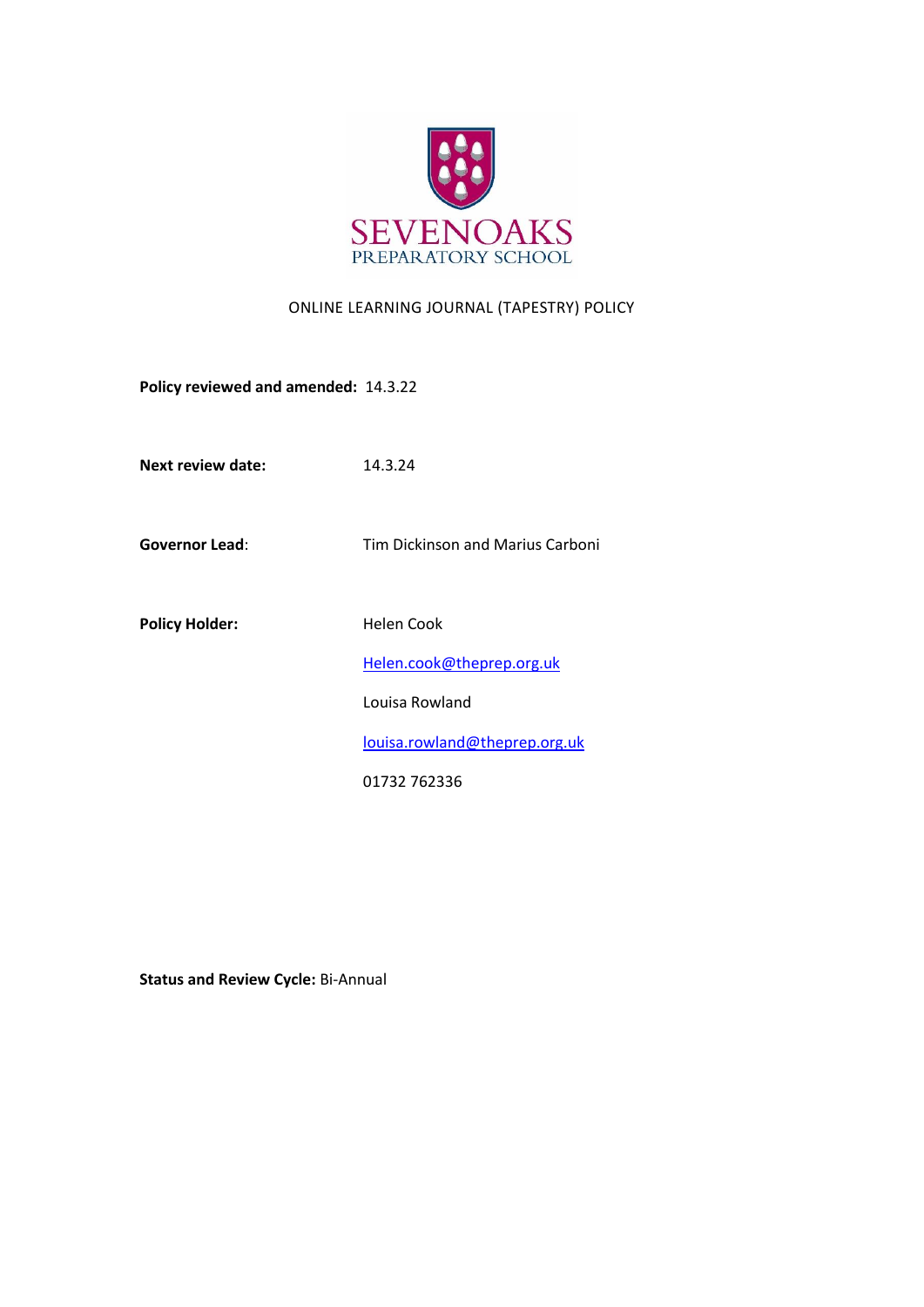SEVENOAKS
PREPARATORY SCHOOL

# ONLINE LEARNING JOURNAL (TAPESTRY) POLICY

**Policy reviewed and amended:** 14.3.22

**Next review date:** 14.3.24

**Governor Lead**: Tim Dickinson and Marius Carboni

**Policy Holder:** Helen Cook

Helen.cook@theprep.org.uk

Louisa Rowland

louisa.rowland@theprep.org.uk

01732 762336

**Status and Review Cycle:** Bi-Annual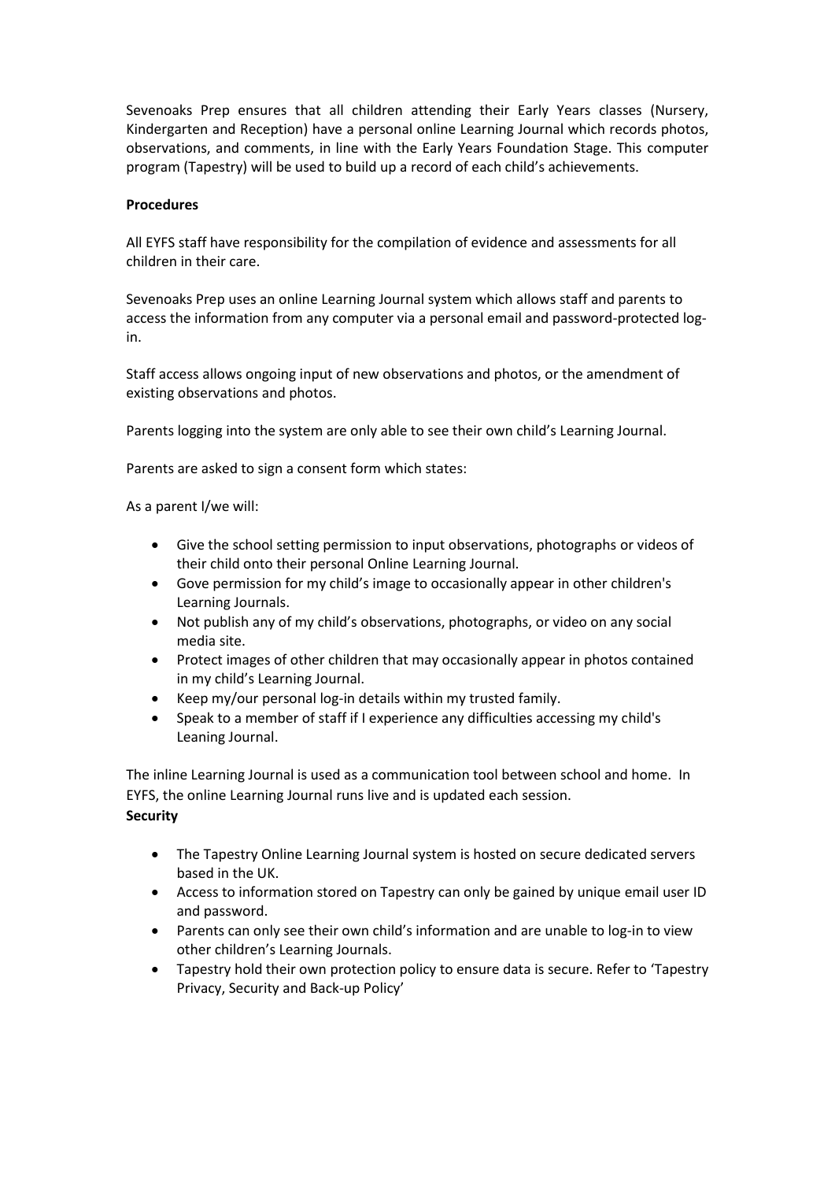Sevenoaks Prep ensures that all children attending their Early Years classes (Nursery, Kindergarten and Reception) have a personal online Learning Journal which records photos, observations, and comments, in line with the Early Years Foundation Stage. This computer program (Tapestry) will be used to build up a record of each child's achievements.

**Procedures**

All EYFS staff have responsibility for the compilation of evidence and assessments for all children in their care.

Sevenoaks Prep uses an online Learning Journal system which allows staff and parents to access the information from any computer via a personal email and password-protected log-in.

Staff access allows ongoing input of new observations and photos, or the amendment of existing observations and photos.

Parents logging into the system are only able to see their own child's Learning Journal.

Parents are asked to sign a consent form which states:

As a parent I/we will:

- Give the school setting permission to input observations, photographs or videos of their child onto their personal Online Learning Journal.
- Gove permission for my child's image to occasionally appear in other children's Learning Journals.
- Not publish any of my child's observations, photographs, or video on any social media site.
- Protect images of other children that may occasionally appear in photos contained in my child's Learning Journal.
- Keep my/our personal log-in details within my trusted family.
- Speak to a member of staff if I experience any difficulties accessing my child's Leaning Journal.

The inline Learning Journal is used as a communication tool between school and home. In EYFS, the online Learning Journal runs live and is updated each session.

**Security**

- The Tapestry Online Learning Journal system is hosted on secure dedicated servers based in the UK.
- Access to information stored on Tapestry can only be gained by unique email user ID and password.
- Parents can only see their own child's information and are unable to log-in to view other children's Learning Journals.
- Tapestry hold their own protection policy to ensure data is secure. Refer to 'Tapestry Privacy, Security and Back-up Policy'